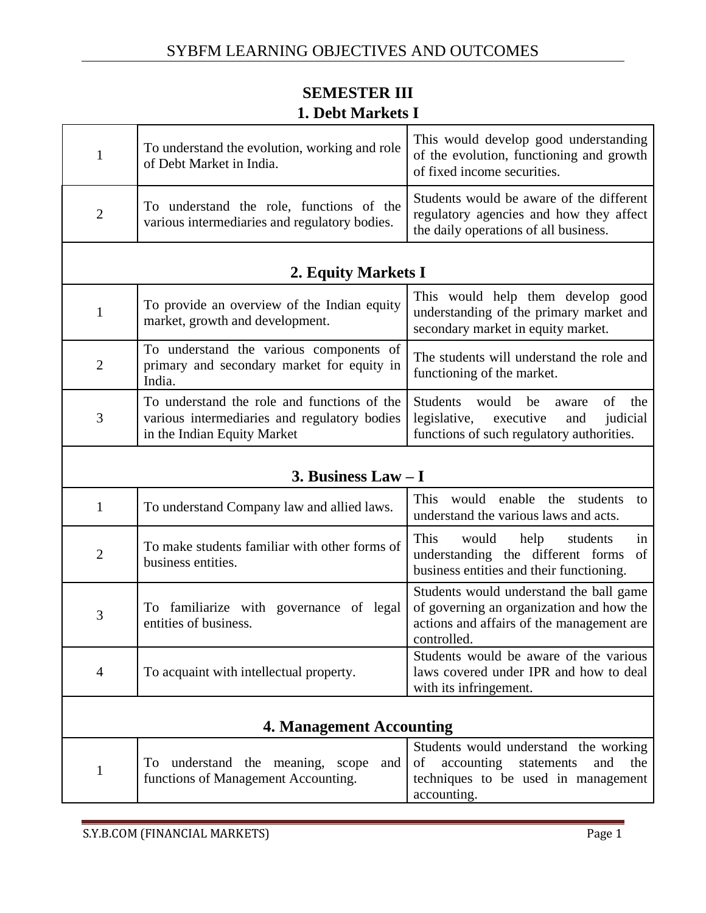## SEMESTER III

### 1. Debt Markets I

| | | |
|---|---|---|
| 1 | To understand the evolution, working and role of Debt Market in India. | This would develop good understanding of the evolution, functioning and growth of fixed income securities. |
| 2 | To understand the role, functions of the various intermediaries and regulatory bodies. | Students would be aware of the different regulatory agencies and how they affect the daily operations of all business. |

### 2. Equity Markets I

| | | |
|---|---|---|
| 1 | To provide an overview of the Indian equity market, growth and development. | This would help them develop good understanding of the primary market and secondary market in equity market. |
| 2 | To understand the various components of primary and secondary market for equity in India. | The students will understand the role and functioning of the market. |
| 3 | To understand the role and functions of the various intermediaries and regulatory bodies in the Indian Equity Market | Students would be aware of the legislative, executive and judicial functions of such regulatory authorities. |

### 3. Business Law – I

| | | |
|---|---|---|
| 1 | To understand Company law and allied laws. | This would enable the students to understand the various laws and acts. |
| 2 | To make students familiar with other forms of business entities. | This would help students in understanding the different forms of business entities and their functioning. |
| 3 | To familiarize with governance of legal entities of business. | Students would understand the ball game of governing an organization and how the actions and affairs of the management are controlled. |
| 4 | To acquaint with intellectual property. | Students would be aware of the various laws covered under IPR and how to deal with its infringement. |

### 4. Management Accounting

| | | |
|---|---|---|
| 1 | To understand the meaning, scope and functions of Management Accounting. | Students would understand the working of accounting statements and the techniques to be used in management accounting. |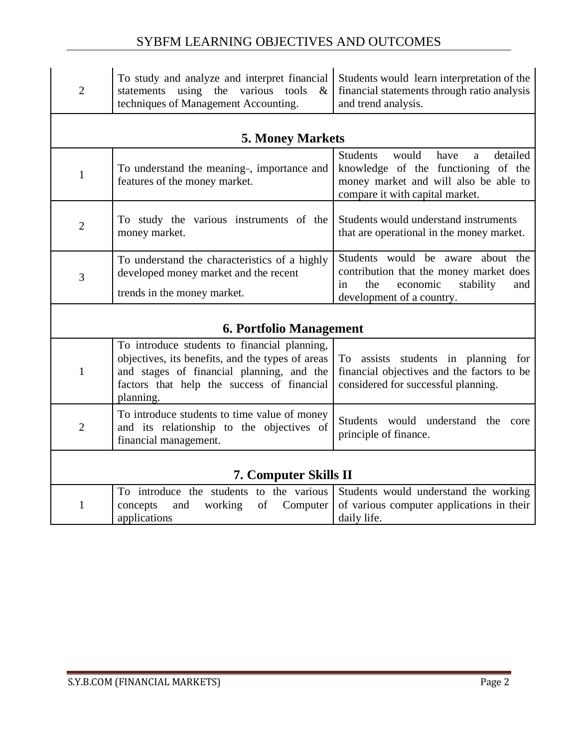| | | |
|---|---|---|
| 2 | To study and analyze and interpret financial statements using the various tools & techniques of Management Accounting. | Students would learn interpretation of the financial statements through ratio analysis and trend analysis. |
| **5. Money Markets** | | |
| 1 | To understand the meaning, importance and features of the money market. | Students would have a detailed knowledge of the functioning of the money market and will also be able to compare it with capital market. |
| 2 | To study the various instruments of the money market. | Students would understand instruments that are operational in the money market. |
| 3 | To understand the characteristics of a highly developed money market and the recent trends in the money market. | Students would be aware about the contribution that the money market does in the economic stability and development of a country. |
| **6. Portfolio Management** | | |
| 1 | To introduce students to financial planning, objectives, its benefits, and the types of areas and stages of financial planning, and the factors that help the success of financial planning. | To assists students in planning for financial objectives and the factors to be considered for successful planning. |
| 2 | To introduce students to time value of money and its relationship to the objectives of financial management. | Students would understand the core principle of finance. |
| **7. Computer Skills II** | | |
| 1 | To introduce the students to the various concepts and working of Computer applications | Students would understand the working of various computer applications in their daily life. |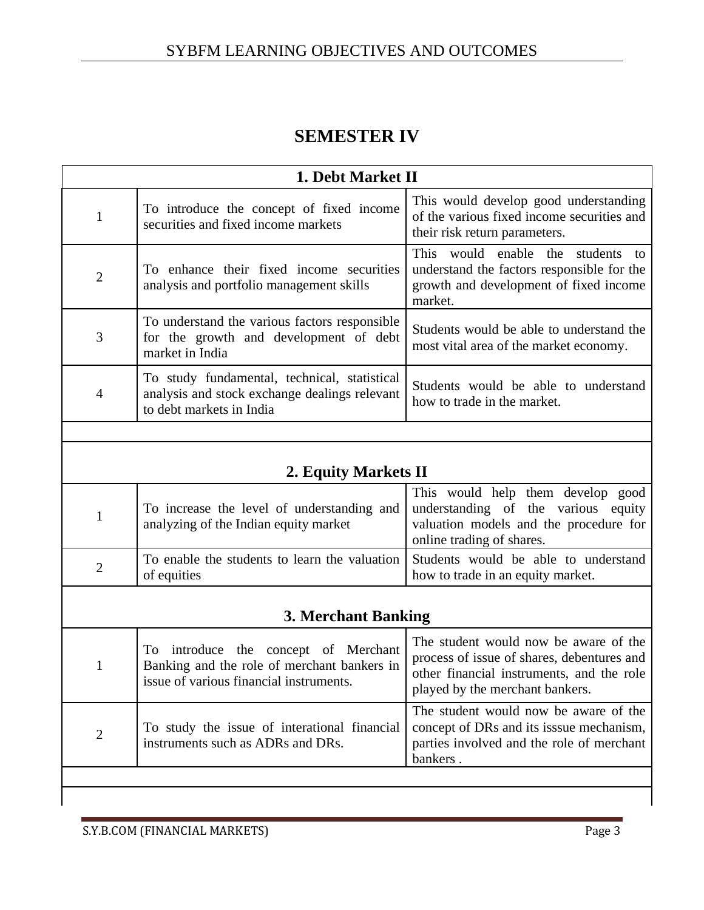# SEMESTER IV

## 1. Debt Market II

| | | |
|---|---|---|
| 1 | To introduce the concept of fixed income securities and fixed income markets | This would develop good understanding of the various fixed income securities and their risk return parameters. |
| 2 | To enhance their fixed income securities analysis and portfolio management skills | This would enable the students to understand the factors responsible for the growth and development of fixed income market. |
| 3 | To understand the various factors responsible for the growth and development of debt market in India | Students would be able to understand the most vital area of the market economy. |
| 4 | To study fundamental, technical, statistical analysis and stock exchange dealings relevant to debt markets in India | Students would be able to understand how to trade in the market. |

## 2. Equity Markets II

| | | |
|---|---|---|
| 1 | To increase the level of understanding and analyzing of the Indian equity market | This would help them develop good understanding of the various equity valuation models and the procedure for online trading of shares. |
| 2 | To enable the students to learn the valuation of equities | Students would be able to understand how to trade in an equity market. |

## 3. Merchant Banking

| | | |
|---|---|---|
| 1 | To introduce the concept of Merchant Banking and the role of merchant bankers in issue of various financial instruments. | The student would now be aware of the process of issue of shares, debentures and other financial instruments, and the role played by the merchant bankers. |
| 2 | To study the issue of interational financial instruments such as ADRs and DRs. | The student would now be aware of the concept of DRs and its isssue mechanism, parties involved and the role of merchant bankers . |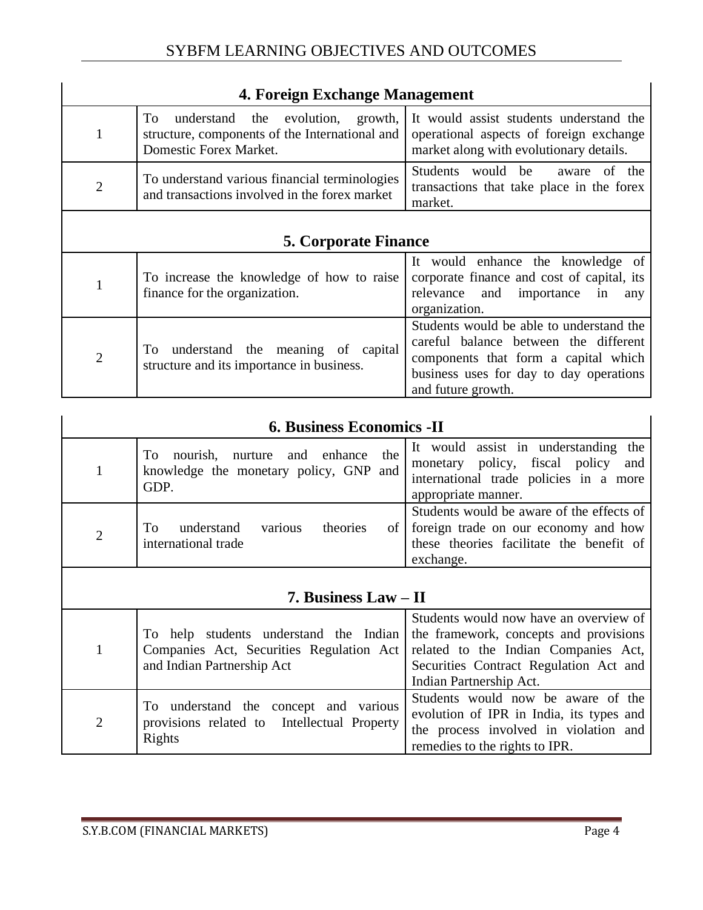| 4. Foreign Exchange Management | | |
|---|---|---|
| 1 | To understand the evolution, growth, structure, components of the International and Domestic Forex Market. | It would assist students understand the operational aspects of foreign exchange market along with evolutionary details. |
| 2 | To understand various financial terminologies and transactions involved in the forex market | Students would be aware of the transactions that take place in the forex market. |
| **5. Corporate Finance** | | |
| 1 | To increase the knowledge of how to raise finance for the organization. | It would enhance the knowledge of corporate finance and cost of capital, its relevance and importance in any organization. |
| 2 | To understand the meaning of capital structure and its importance in business. | Students would be able to understand the careful balance between the different components that form a capital which business uses for day to day operations and future growth. |

| 6. Business Economics -II | | |
|---|---|---|
| 1 | To nourish, nurture and enhance the knowledge the monetary policy, GNP and GDP. | It would assist in understanding the monetary policy, fiscal policy and international trade policies in a more appropriate manner. |
| 2 | To understand various theories of international trade | Students would be aware of the effects of foreign trade on our economy and how these theories facilitate the benefit of exchange. |
| **7. Business Law – II** | | |
| 1 | To help students understand the Indian Companies Act, Securities Regulation Act and Indian Partnership Act | Students would now have an overview of the framework, concepts and provisions related to the Indian Companies Act, Securities Contract Regulation Act and Indian Partnership Act. |
| 2 | To understand the concept and various provisions related to Intellectual Property Rights | Students would now be aware of the evolution of IPR in India, its types and the process involved in violation and remedies to the rights to IPR. |